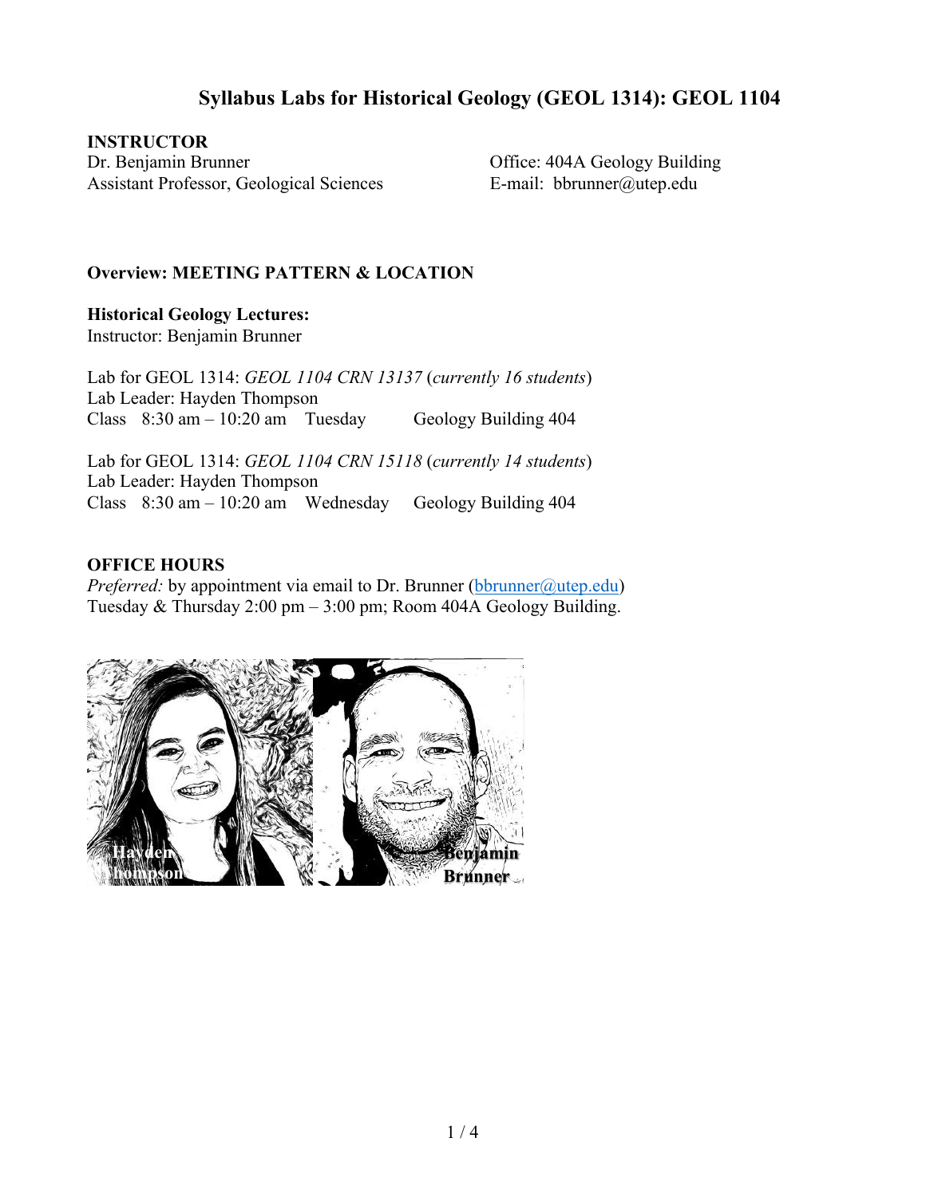# Syllabus Labs for Historical Geology (GEOL 1314): GEOL 1104

**INSTRUCTOR**

Dr. Benjamin Brunner
Assistant Professor, Geological Sciences

Office: 404A Geology Building
E-mail: bbrunner@utep.edu

**Overview: MEETING PATTERN & LOCATION**

**Historical Geology Lectures:**
Instructor: Benjamin Brunner

Lab for GEOL 1314: *GEOL 1104 CRN 13137* (*currently 16 students*)
Lab Leader: Hayden Thompson
Class 8:30 am – 10:20 am Tuesday Geology Building 404

Lab for GEOL 1314: *GEOL 1104 CRN 15118* (*currently 14 students*)
Lab Leader: Hayden Thompson
Class 8:30 am – 10:20 am Wednesday Geology Building 404

**OFFICE HOURS**

*Preferred:* by appointment via email to Dr. Brunner (bbrunner@utep.edu)
Tuesday & Thursday 2:00 pm – 3:00 pm; Room 404A Geology Building.

Hayden Thompson Benjamin Brunner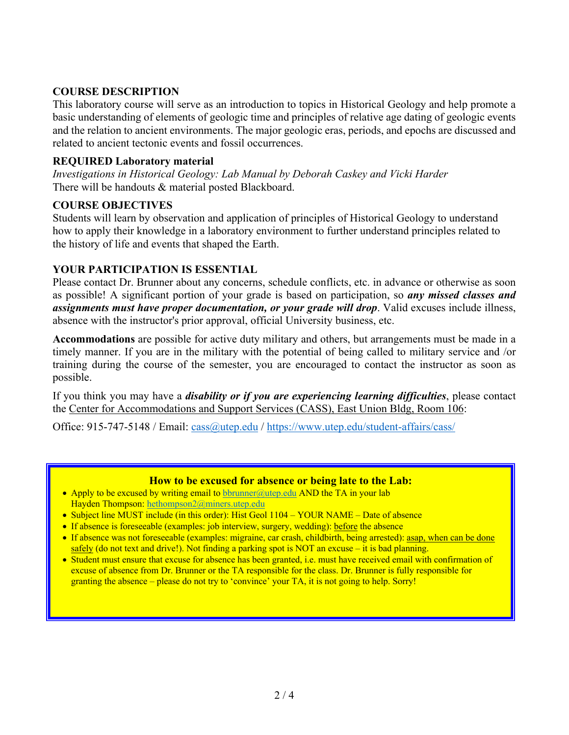## COURSE DESCRIPTION

This laboratory course will serve as an introduction to topics in Historical Geology and help promote a basic understanding of elements of geologic time and principles of relative age dating of geologic events and the relation to ancient environments. The major geologic eras, periods, and epochs are discussed and related to ancient tectonic events and fossil occurrences.

## REQUIRED Laboratory material

*Investigations in Historical Geology: Lab Manual by Deborah Caskey and Vicki Harder*
There will be handouts & material posted Blackboard.

## COURSE OBJECTIVES

Students will learn by observation and application of principles of Historical Geology to understand how to apply their knowledge in a laboratory environment to further understand principles related to the history of life and events that shaped the Earth.

## YOUR PARTICIPATION IS ESSENTIAL

Please contact Dr. Brunner about any concerns, schedule conflicts, etc. in advance or otherwise as soon as possible! A significant portion of your grade is based on participation, so ***any missed classes and assignments must have proper documentation, or your grade will drop***. Valid excuses include illness, absence with the instructor's prior approval, official University business, etc.

**Accommodations** are possible for active duty military and others, but arrangements must be made in a timely manner. If you are in the military with the potential of being called to military service and /or training during the course of the semester, you are encouraged to contact the instructor as soon as possible.

If you think you may have a ***disability or if you are experiencing learning difficulties***, please contact the Center for Accommodations and Support Services (CASS), East Union Bldg, Room 106:

Office: 915-747-5148 / Email: cass@utep.edu / https://www.utep.edu/student-affairs/cass/

### How to be excused for absence or being late to the Lab:

- Apply to be excused by writing email to bbrunner@utep.edu AND the TA in your lab Hayden Thompson: hethompson2@miners.utep.edu
- Subject line MUST include (in this order): Hist Geol 1104 – YOUR NAME – Date of absence
- If absence is foreseeable (examples: job interview, surgery, wedding): before the absence
- If absence was not foreseeable (examples: migraine, car crash, childbirth, being arrested): asap, when can be done safely (do not text and drive!). Not finding a parking spot is NOT an excuse – it is bad planning.
- Student must ensure that excuse for absence has been granted, i.e. must have received email with confirmation of excuse of absence from Dr. Brunner or the TA responsible for the class. Dr. Brunner is fully responsible for granting the absence – please do not try to 'convince' your TA, it is not going to help. Sorry!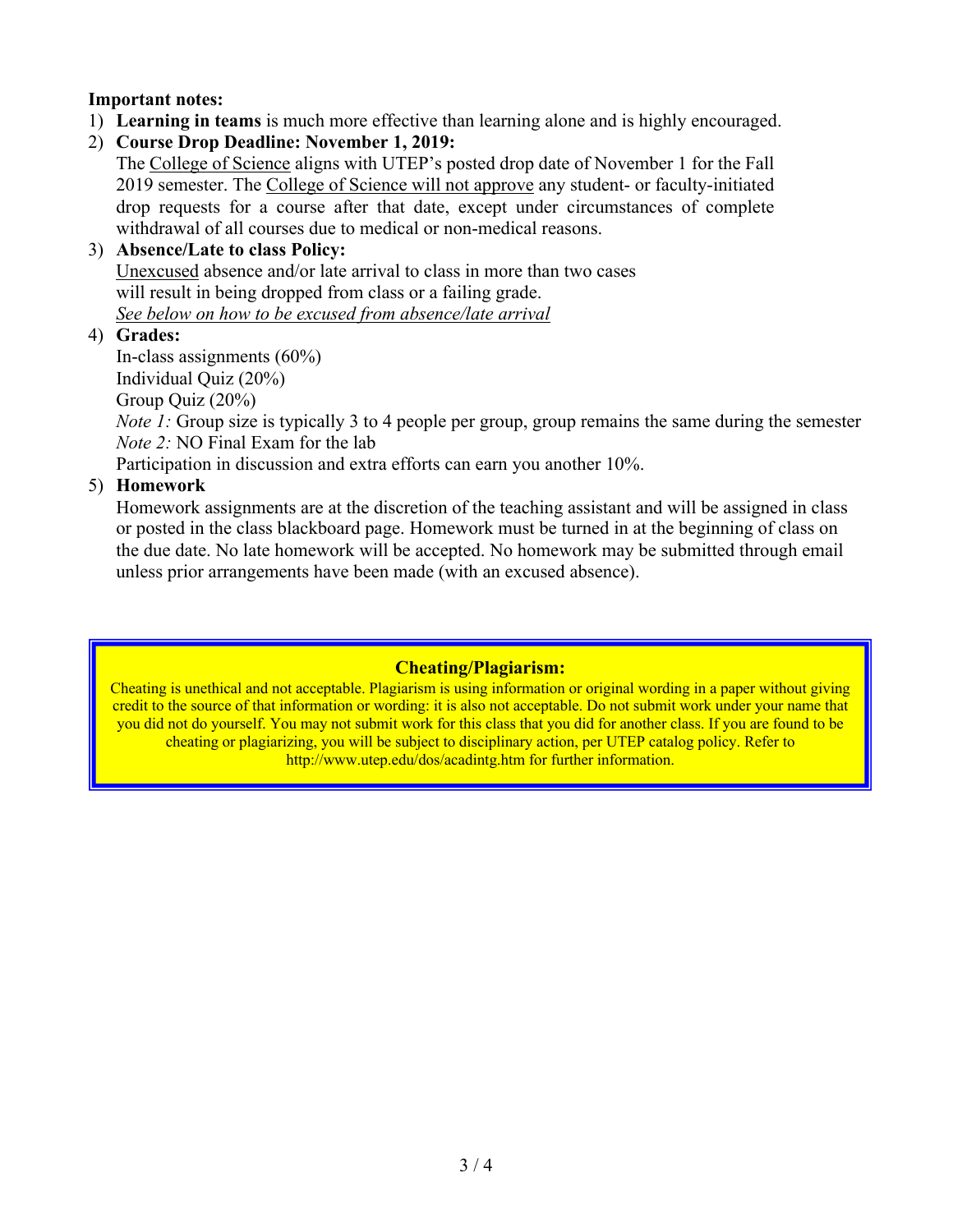**Important notes:**

1) **Learning in teams** is much more effective than learning alone and is highly encouraged.
2) **Course Drop Deadline: November 1, 2019:**
   The College of Science aligns with UTEP's posted drop date of November 1 for the Fall 2019 semester. The College of Science will not approve any student- or faculty-initiated drop requests for a course after that date, except under circumstances of complete withdrawal of all courses due to medical or non-medical reasons.
3) **Absence/Late to class Policy:**
   Unexcused absence and/or late arrival to class in more than two cases will result in being dropped from class or a failing grade.
   *See below on how to be excused from absence/late arrival*
4) **Grades:**
   In-class assignments (60%)
   Individual Quiz (20%)
   Group Quiz (20%)
   *Note 1:* Group size is typically 3 to 4 people per group, group remains the same during the semester
   *Note 2:* NO Final Exam for the lab
   Participation in discussion and extra efforts can earn you another 10%.
5) **Homework**
   Homework assignments are at the discretion of the teaching assistant and will be assigned in class or posted in the class blackboard page. Homework must be turned in at the beginning of class on the due date. No late homework will be accepted. No homework may be submitted through email unless prior arrangements have been made (with an excused absence).

**Cheating/Plagiarism:**

Cheating is unethical and not acceptable. Plagiarism is using information or original wording in a paper without giving credit to the source of that information or wording: it is also not acceptable. Do not submit work under your name that you did not do yourself. You may not submit work for this class that you did for another class. If you are found to be cheating or plagiarizing, you will be subject to disciplinary action, per UTEP catalog policy. Refer to http://www.utep.edu/dos/acadintg.htm for further information.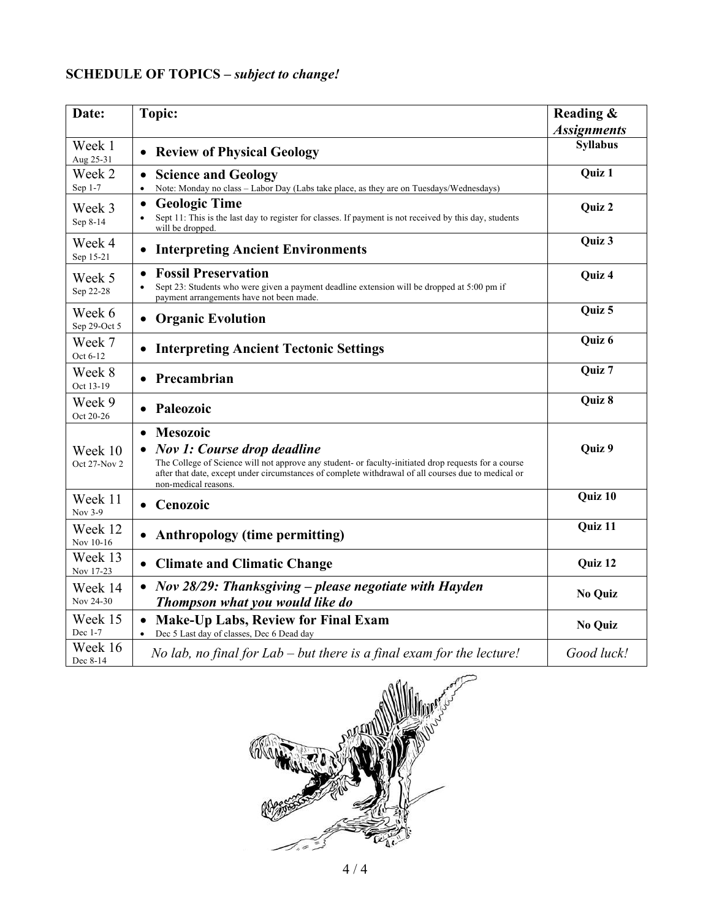**SCHEDULE OF TOPICS –** ***subject to change!***

| Date: | Topic: | Reading & *Assignments* |
|---|---|---|
| Week 1<br>Aug 25-31 | • **Review of Physical Geology** | **Syllabus** |
| Week 2<br>Sep 1-7 | • **Science and Geology**<br>• Note: Monday no class – Labor Day (Labs take place, as they are on Tuesdays/Wednesdays) | **Quiz 1** |
| Week 3<br>Sep 8-14 | • **Geologic Time**<br>• Sept 11: This is the last day to register for classes. If payment is not received by this day, students will be dropped. | **Quiz 2** |
| Week 4<br>Sep 15-21 | • **Interpreting Ancient Environments** | **Quiz 3** |
| Week 5<br>Sep 22-28 | • **Fossil Preservation**<br>• Sept 23: Students who were given a payment deadline extension will be dropped at 5:00 pm if payment arrangements have not been made. | **Quiz 4** |
| Week 6<br>Sep 29-Oct 5 | • **Organic Evolution** | **Quiz 5** |
| Week 7<br>Oct 6-12 | • **Interpreting Ancient Tectonic Settings** | **Quiz 6** |
| Week 8<br>Oct 13-19 | • **Precambrian** | **Quiz 7** |
| Week 9<br>Oct 20-26 | • **Paleozoic** | **Quiz 8** |
| Week 10<br>Oct 27-Nov 2 | • **Mesozoic**<br>• ***Nov 1: Course drop deadline***<br>The College of Science will not approve any student- or faculty-initiated drop requests for a course after that date, except under circumstances of complete withdrawal of all courses due to medical or non-medical reasons. | **Quiz 9** |
| Week 11<br>Nov 3-9 | • **Cenozoic** | **Quiz 10** |
| Week 12<br>Nov 10-16 | • **Anthropology (time permitting)** | **Quiz 11** |
| Week 13<br>Nov 17-23 | • **Climate and Climatic Change** | **Quiz 12** |
| Week 14<br>Nov 24-30 | • ***Nov 28/29: Thanksgiving – please negotiate with Hayden Thompson what you would like do*** | **No Quiz** |
| Week 15<br>Dec 1-7 | • **Make-Up Labs, Review for Final Exam**<br>• Dec 5 Last day of classes, Dec 6 Dead day | **No Quiz** |
| Week 16<br>Dec 8-14 | *No lab, no final for Lab – but there is a final exam for the lecture!* | *Good luck!* |